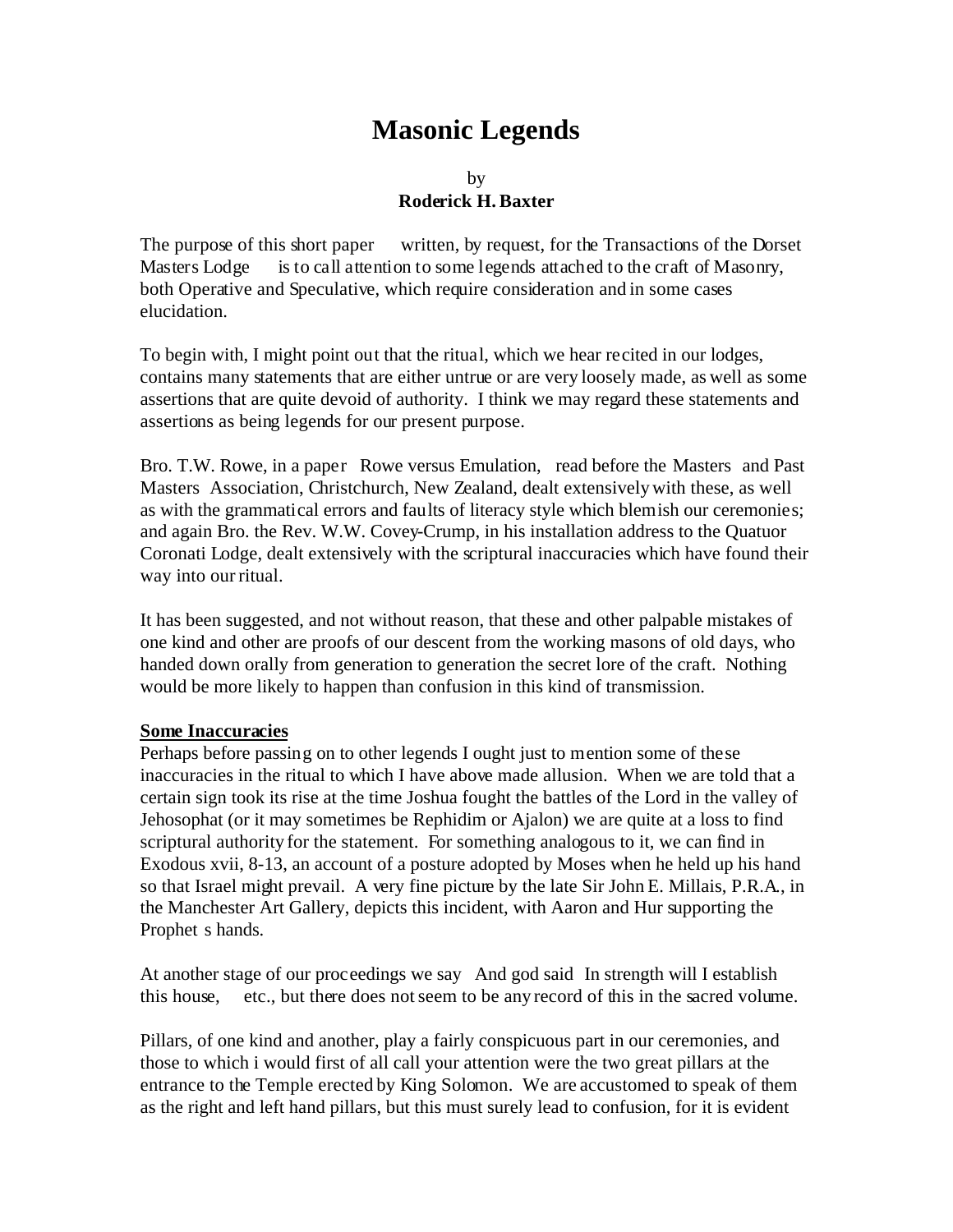# Masonic Legends

by
**Roderick H. Baxter**

The purpose of this short paper written, by request, for the Transactions of the Dorset Masters Lodge is to call attention to some legends attached to the craft of Masonry, both Operative and Speculative, which require consideration and in some cases elucidation.

To begin with, I might point out that the ritual, which we hear recited in our lodges, contains many statements that are either untrue or are very loosely made, as well as some assertions that are quite devoid of authority. I think we may regard these statements and assertions as being legends for our present purpose.

Bro. T.W. Rowe, in a paper Rowe versus Emulation, read before the Masters and Past Masters Association, Christchurch, New Zealand, dealt extensively with these, as well as with the grammatical errors and faults of literacy style which blemish our ceremonies; and again Bro. the Rev. W.W. Covey-Crump, in his installation address to the Quatuor Coronati Lodge, dealt extensively with the scriptural inaccuracies which have found their way into our ritual.

It has been suggested, and not without reason, that these and other palpable mistakes of one kind and other are proofs of our descent from the working masons of old days, who handed down orally from generation to generation the secret lore of the craft. Nothing would be more likely to happen than confusion in this kind of transmission.

**Some Inaccuracies**

Perhaps before passing on to other legends I ought just to mention some of these inaccuracies in the ritual to which I have above made allusion. When we are told that a certain sign took its rise at the time Joshua fought the battles of the Lord in the valley of Jehosophat (or it may sometimes be Rephidim or Ajalon) we are quite at a loss to find scriptural authority for the statement. For something analogous to it, we can find in Exodous xvii, 8-13, an account of a posture adopted by Moses when he held up his hand so that Israel might prevail. A very fine picture by the late Sir John E. Millais, P.R.A., in the Manchester Art Gallery, depicts this incident, with Aaron and Hur supporting the Prophet s hands.

At another stage of our proceedings we say And god said In strength will I establish this house, etc., but there does not seem to be any record of this in the sacred volume.

Pillars, of one kind and another, play a fairly conspicuous part in our ceremonies, and those to which i would first of all call your attention were the two great pillars at the entrance to the Temple erected by King Solomon. We are accustomed to speak of them as the right and left hand pillars, but this must surely lead to confusion, for it is evident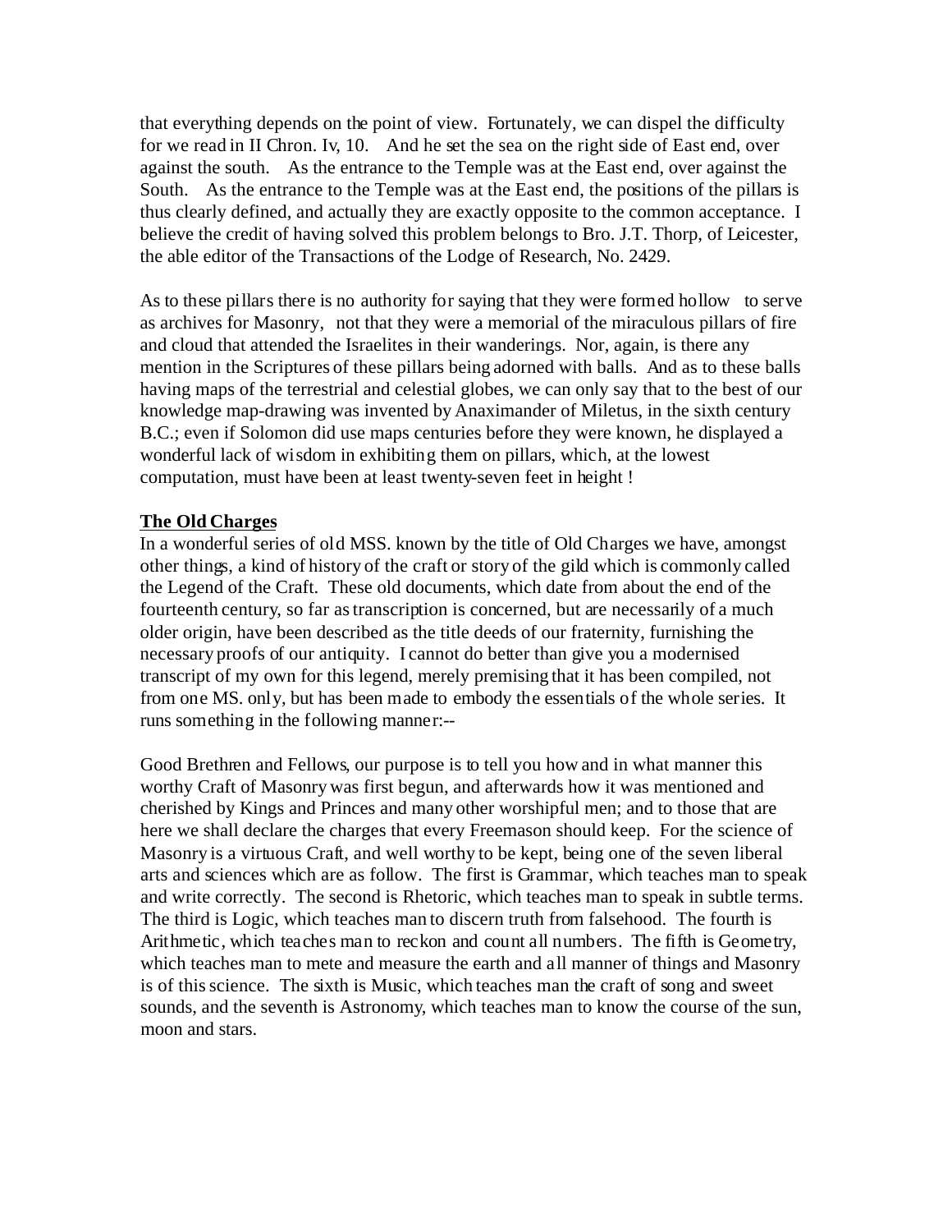that everything depends on the point of view. Fortunately, we can dispel the difficulty for we read in II Chron. Iv, 10. And he set the sea on the right side of East end, over against the south. As the entrance to the Temple was at the East end, over against the South. As the entrance to the Temple was at the East end, the positions of the pillars is thus clearly defined, and actually they are exactly opposite to the common acceptance. I believe the credit of having solved this problem belongs to Bro. J.T. Thorp, of Leicester, the able editor of the Transactions of the Lodge of Research, No. 2429.

As to these pillars there is no authority for saying that they were formed hollow to serve as archives for Masonry, not that they were a memorial of the miraculous pillars of fire and cloud that attended the Israelites in their wanderings. Nor, again, is there any mention in the Scriptures of these pillars being adorned with balls. And as to these balls having maps of the terrestrial and celestial globes, we can only say that to the best of our knowledge map-drawing was invented by Anaximander of Miletus, in the sixth century B.C.; even if Solomon did use maps centuries before they were known, he displayed a wonderful lack of wisdom in exhibiting them on pillars, which, at the lowest computation, must have been at least twenty-seven feet in height !

**The Old Charges**

In a wonderful series of old MSS. known by the title of Old Charges we have, amongst other things, a kind of history of the craft or story of the gild which is commonly called the Legend of the Craft. These old documents, which date from about the end of the fourteenth century, so far as transcription is concerned, but are necessarily of a much older origin, have been described as the title deeds of our fraternity, furnishing the necessary proofs of our antiquity. I cannot do better than give you a modernised transcript of my own for this legend, merely premising that it has been compiled, not from one MS. only, but has been made to embody the essentials of the whole series. It runs something in the following manner:--

Good Brethren and Fellows, our purpose is to tell you how and in what manner this worthy Craft of Masonry was first begun, and afterwards how it was mentioned and cherished by Kings and Princes and many other worshipful men; and to those that are here we shall declare the charges that every Freemason should keep. For the science of Masonry is a virtuous Craft, and well worthy to be kept, being one of the seven liberal arts and sciences which are as follow. The first is Grammar, which teaches man to speak and write correctly. The second is Rhetoric, which teaches man to speak in subtle terms. The third is Logic, which teaches man to discern truth from falsehood. The fourth is Arithmetic, which teaches man to reckon and count all numbers. The fifth is Geometry, which teaches man to mete and measure the earth and all manner of things and Masonry is of this science. The sixth is Music, which teaches man the craft of song and sweet sounds, and the seventh is Astronomy, which teaches man to know the course of the sun, moon and stars.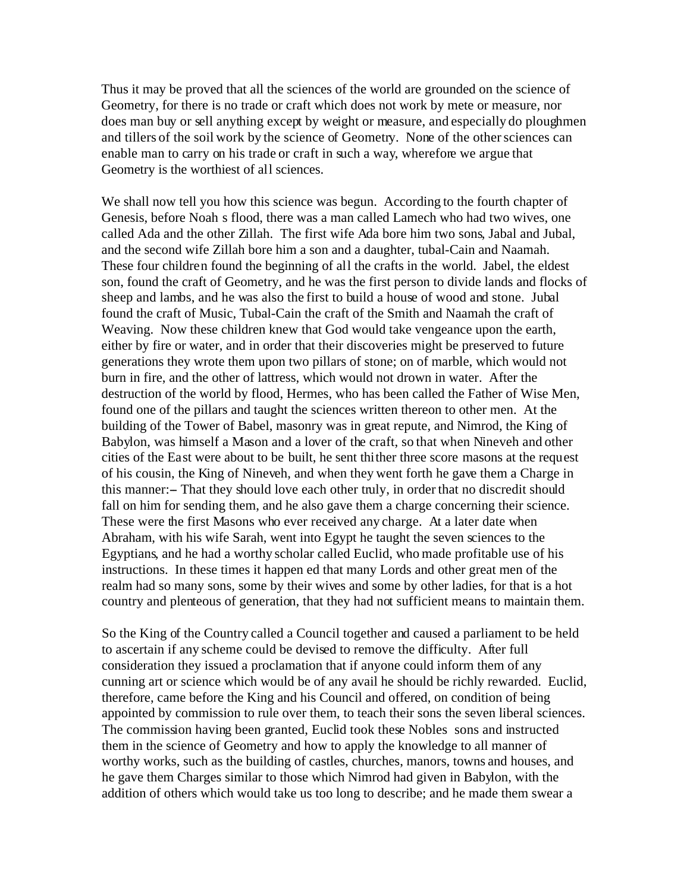Thus it may be proved that all the sciences of the world are grounded on the science of Geometry, for there is no trade or craft which does not work by mete or measure, nor does man buy or sell anything except by weight or measure, and especially do ploughmen and tillers of the soil work by the science of Geometry. None of the other sciences can enable man to carry on his trade or craft in such a way, wherefore we argue that Geometry is the worthiest of all sciences.

We shall now tell you how this science was begun. According to the fourth chapter of Genesis, before Noah s flood, there was a man called Lamech who had two wives, one called Ada and the other Zillah. The first wife Ada bore him two sons, Jabal and Jubal, and the second wife Zillah bore him a son and a daughter, tubal-Cain and Naamah. These four children found the beginning of all the crafts in the world. Jabel, the eldest son, found the craft of Geometry, and he was the first person to divide lands and flocks of sheep and lambs, and he was also the first to build a house of wood and stone. Jubal found the craft of Music, Tubal-Cain the craft of the Smith and Naamah the craft of Weaving. Now these children knew that God would take vengeance upon the earth, either by fire or water, and in order that their discoveries might be preserved to future generations they wrote them upon two pillars of stone; on of marble, which would not burn in fire, and the other of lattress, which would not drown in water. After the destruction of the world by flood, Hermes, who has been called the Father of Wise Men, found one of the pillars and taught the sciences written thereon to other men. At the building of the Tower of Babel, masonry was in great repute, and Nimrod, the King of Babylon, was himself a Mason and a lover of the craft, so that when Nineveh and other cities of the East were about to be built, he sent thither three score masons at the request of his cousin, the King of Nineveh, and when they went forth he gave them a Charge in this manner:– That they should love each other truly, in order that no discredit should fall on him for sending them, and he also gave them a charge concerning their science. These were the first Masons who ever received any charge. At a later date when Abraham, with his wife Sarah, went into Egypt he taught the seven sciences to the Egyptians, and he had a worthy scholar called Euclid, who made profitable use of his instructions. In these times it happen ed that many Lords and other great men of the realm had so many sons, some by their wives and some by other ladies, for that is a hot country and plenteous of generation, that they had not sufficient means to maintain them.

So the King of the Country called a Council together and caused a parliament to be held to ascertain if any scheme could be devised to remove the difficulty. After full consideration they issued a proclamation that if anyone could inform them of any cunning art or science which would be of any avail he should be richly rewarded. Euclid, therefore, came before the King and his Council and offered, on condition of being appointed by commission to rule over them, to teach their sons the seven liberal sciences. The commission having been granted, Euclid took these Nobles sons and instructed them in the science of Geometry and how to apply the knowledge to all manner of worthy works, such as the building of castles, churches, manors, towns and houses, and he gave them Charges similar to those which Nimrod had given in Babylon, with the addition of others which would take us too long to describe; and he made them swear a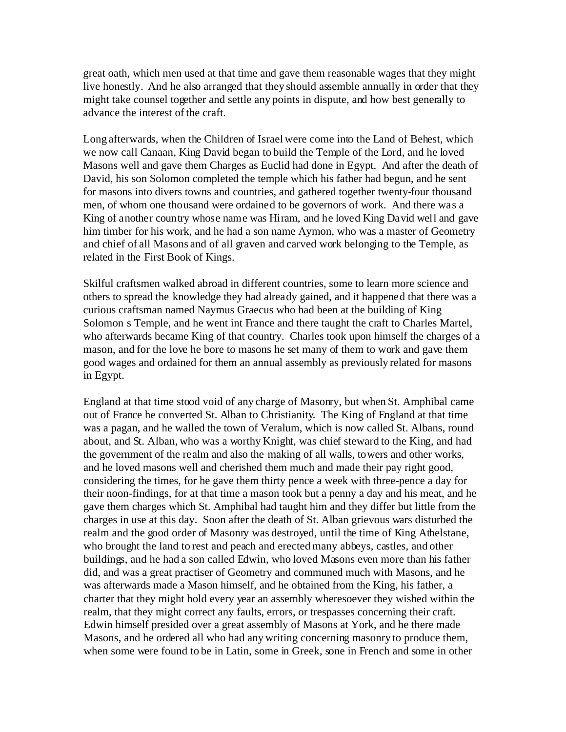great oath, which men used at that time and gave them reasonable wages that they might live honestly. And he also arranged that they should assemble annually in order that they might take counsel together and settle any points in dispute, and how best generally to advance the interest of the craft.

Long afterwards, when the Children of Israel were come into the Land of Behest, which we now call Canaan, King David began to build the Temple of the Lord, and he loved Masons well and gave them Charges as Euclid had done in Egypt. And after the death of David, his son Solomon completed the temple which his father had begun, and he sent for masons into divers towns and countries, and gathered together twenty-four thousand men, of whom one thousand were ordained to be governors of work. And there was a King of another country whose name was Hiram, and he loved King David well and gave him timber for his work, and he had a son name Aymon, who was a master of Geometry and chief of all Masons and of all graven and carved work belonging to the Temple, as related in the First Book of Kings.

Skilful craftsmen walked abroad in different countries, some to learn more science and others to spread the knowledge they had already gained, and it happened that there was a curious craftsman named Naymus Graecus who had been at the building of King Solomon s Temple, and he went int France and there taught the craft to Charles Martel, who afterwards became King of that country. Charles took upon himself the charges of a mason, and for the love he bore to masons he set many of them to work and gave them good wages and ordained for them an annual assembly as previously related for masons in Egypt.

England at that time stood void of any charge of Masonry, but when St. Amphibal came out of France he converted St. Alban to Christianity. The King of England at that time was a pagan, and he walled the town of Veralum, which is now called St. Albans, round about, and St. Alban, who was a worthy Knight, was chief steward to the King, and had the government of the realm and also the making of all walls, towers and other works, and he loved masons well and cherished them much and made their pay right good, considering the times, for he gave them thirty pence a week with three-pence a day for their noon-findings, for at that time a mason took but a penny a day and his meat, and he gave them charges which St. Amphibal had taught him and they differ but little from the charges in use at this day. Soon after the death of St. Alban grievous wars disturbed the realm and the good order of Masonry was destroyed, until the time of King Athelstane, who brought the land to rest and peach and erected many abbeys, castles, and other buildings, and he had a son called Edwin, who loved Masons even more than his father did, and was a great practiser of Geometry and communed much with Masons, and he was afterwards made a Mason himself, and he obtained from the King, his father, a charter that they might hold every year an assembly wheresoever they wished within the realm, that they might correct any faults, errors, or trespasses concerning their craft. Edwin himself presided over a great assembly of Masons at York, and he there made Masons, and he ordered all who had any writing concerning masonry to produce them, when some were found to be in Latin, some in Greek, sone in French and some in other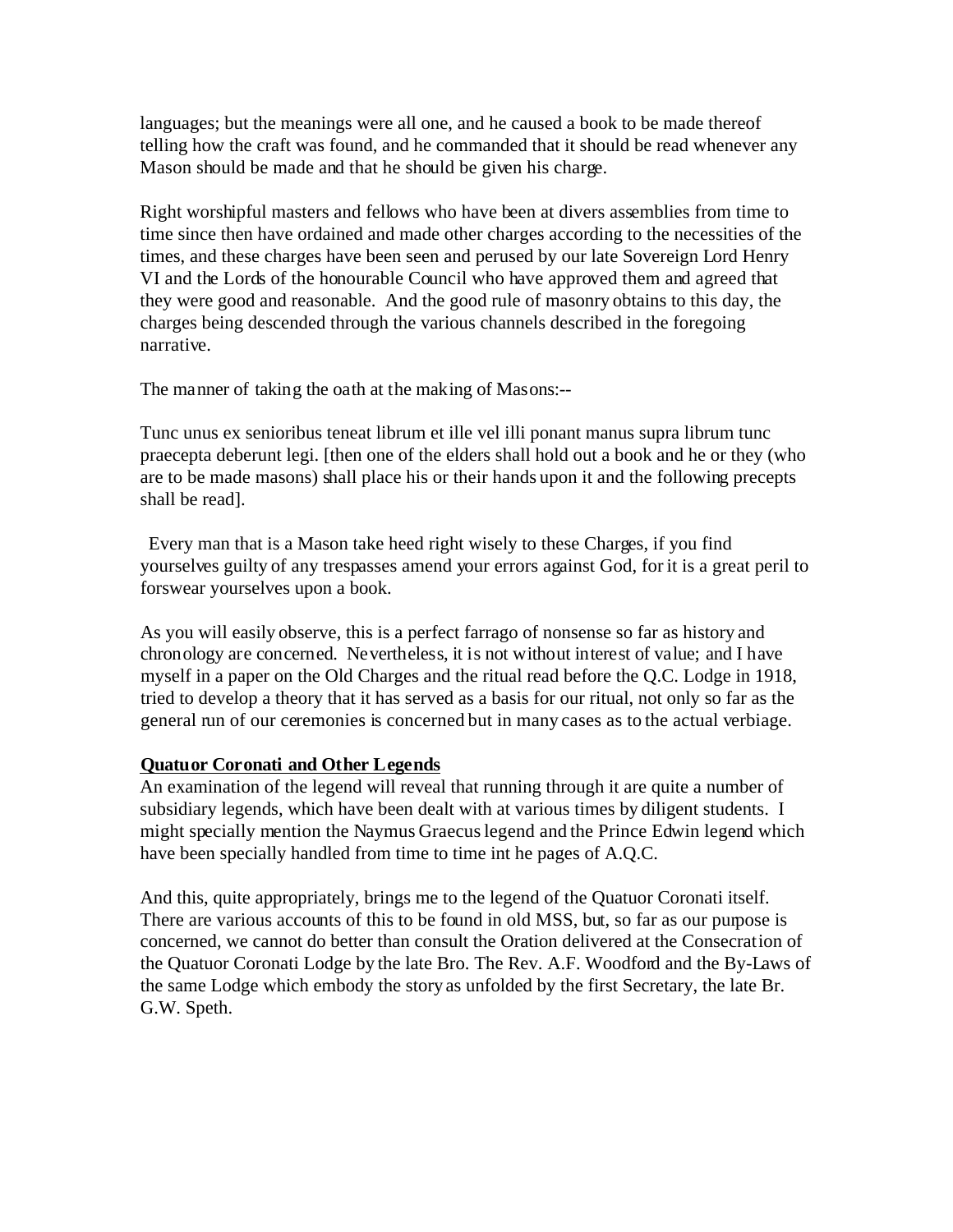languages; but the meanings were all one, and he caused a book to be made thereof telling how the craft was found, and he commanded that it should be read whenever any Mason should be made and that he should be given his charge.

Right worshipful masters and fellows who have been at divers assemblies from time to time since then have ordained and made other charges according to the necessities of the times, and these charges have been seen and perused by our late Sovereign Lord Henry VI and the Lords of the honourable Council who have approved them and agreed that they were good and reasonable. And the good rule of masonry obtains to this day, the charges being descended through the various channels described in the foregoing narrative.

The manner of taking the oath at the making of Masons:--

Tunc unus ex senioribus teneat librum et ille vel illi ponant manus supra librum tunc praecepta deberunt legi. [then one of the elders shall hold out a book and he or they (who are to be made masons) shall place his or their hands upon it and the following precepts shall be read].

Every man that is a Mason take heed right wisely to these Charges, if you find yourselves guilty of any trespasses amend your errors against God, for it is a great peril to forswear yourselves upon a book.

As you will easily observe, this is a perfect farrago of nonsense so far as history and chronology are concerned. Nevertheless, it is not without interest of value; and I have myself in a paper on the Old Charges and the ritual read before the Q.C. Lodge in 1918, tried to develop a theory that it has served as a basis for our ritual, not only so far as the general run of our ceremonies is concerned but in many cases as to the actual verbiage.

**Quatuor Coronati and Other Legends**

An examination of the legend will reveal that running through it are quite a number of subsidiary legends, which have been dealt with at various times by diligent students. I might specially mention the Naymus Graecus legend and the Prince Edwin legend which have been specially handled from time to time int he pages of A.Q.C.

And this, quite appropriately, brings me to the legend of the Quatuor Coronati itself. There are various accounts of this to be found in old MSS, but, so far as our purpose is concerned, we cannot do better than consult the Oration delivered at the Consecration of the Quatuor Coronati Lodge by the late Bro. The Rev. A.F. Woodford and the By-Laws of the same Lodge which embody the story as unfolded by the first Secretary, the late Br. G.W. Speth.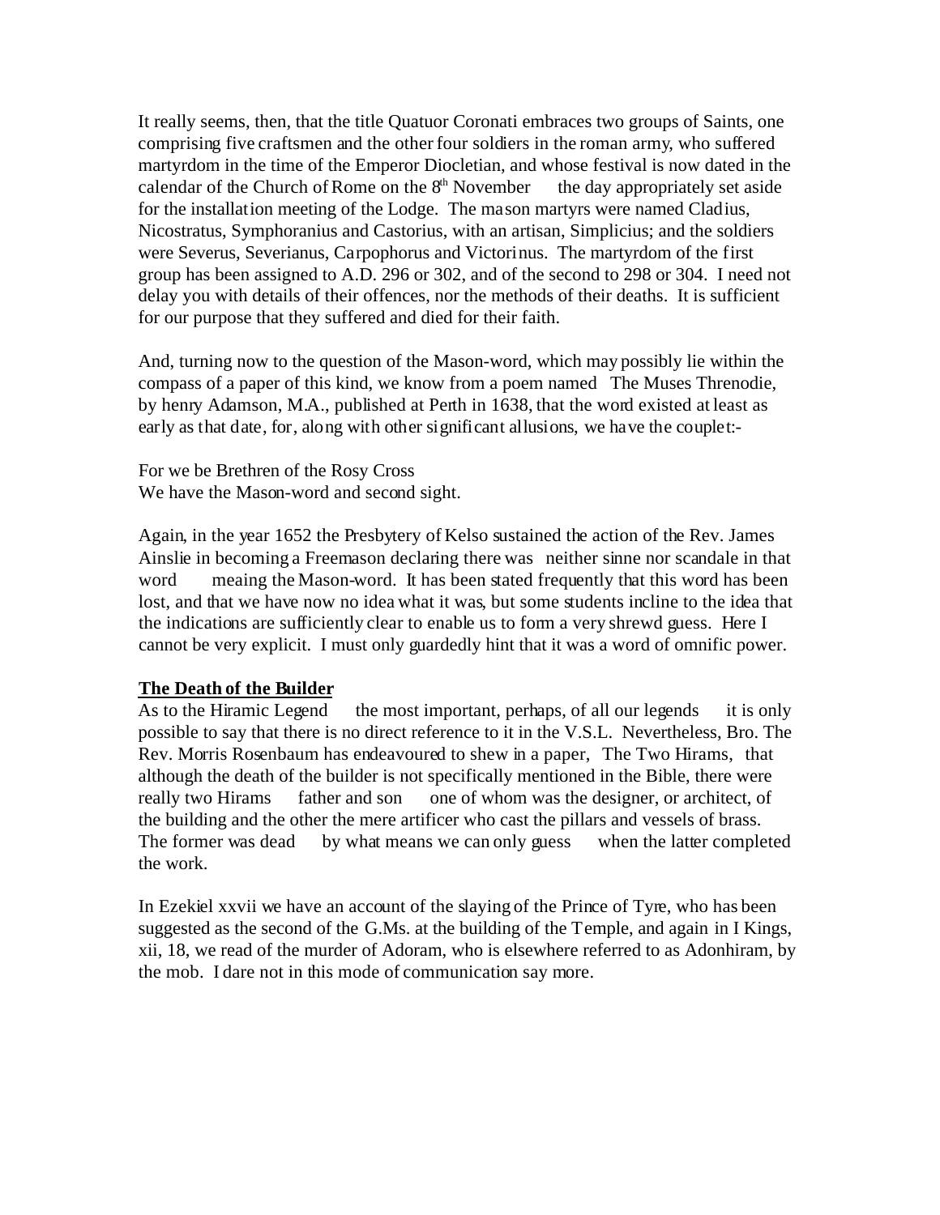It really seems, then, that the title Quatuor Coronati embraces two groups of Saints, one comprising five craftsmen and the other four soldiers in the roman army, who suffered martyrdom in the time of the Emperor Diocletian, and whose festival is now dated in the calendar of the Church of Rome on the 8th November   the day appropriately set aside for the installation meeting of the Lodge. The mason martyrs were named Cladius, Nicostratus, Symphoranius and Castorius, with an artisan, Simplicius; and the soldiers were Severus, Severianus, Carpophorus and Victorinus. The martyrdom of the first group has been assigned to A.D. 296 or 302, and of the second to 298 or 304. I need not delay you with details of their offences, nor the methods of their deaths. It is sufficient for our purpose that they suffered and died for their faith.

And, turning now to the question of the Mason-word, which may possibly lie within the compass of a paper of this kind, we know from a poem named The Muses Threnodie, by henry Adamson, M.A., published at Perth in 1638, that the word existed at least as early as that date, for, along with other significant allusions, we have the couplet:-

For we be Brethren of the Rosy Cross  
We have the Mason-word and second sight.

Again, in the year 1652 the Presbytery of Kelso sustained the action of the Rev. James Ainslie in becoming a Freemason declaring there was neither sinne nor scandale in that word   meaing the Mason-word. It has been stated frequently that this word has been lost, and that we have now no idea what it was, but some students incline to the idea that the indications are sufficiently clear to enable us to form a very shrewd guess. Here I cannot be very explicit. I must only guardedly hint that it was a word of omnific power.

**The Death of the Builder**

As to the Hiramic Legend   the most important, perhaps, of all our legends   it is only possible to say that there is no direct reference to it in the V.S.L. Nevertheless, Bro. The Rev. Morris Rosenbaum has endeavoured to shew in a paper, The Two Hirams, that although the death of the builder is not specifically mentioned in the Bible, there were really two Hirams   father and son   one of whom was the designer, or architect, of the building and the other the mere artificer who cast the pillars and vessels of brass. The former was dead   by what means we can only guess   when the latter completed the work.

In Ezekiel xxvii we have an account of the slaying of the Prince of Tyre, who has been suggested as the second of the G.Ms. at the building of the Temple, and again in I Kings, xii, 18, we read of the murder of Adoram, who is elsewhere referred to as Adonhiram, by the mob. I dare not in this mode of communication say more.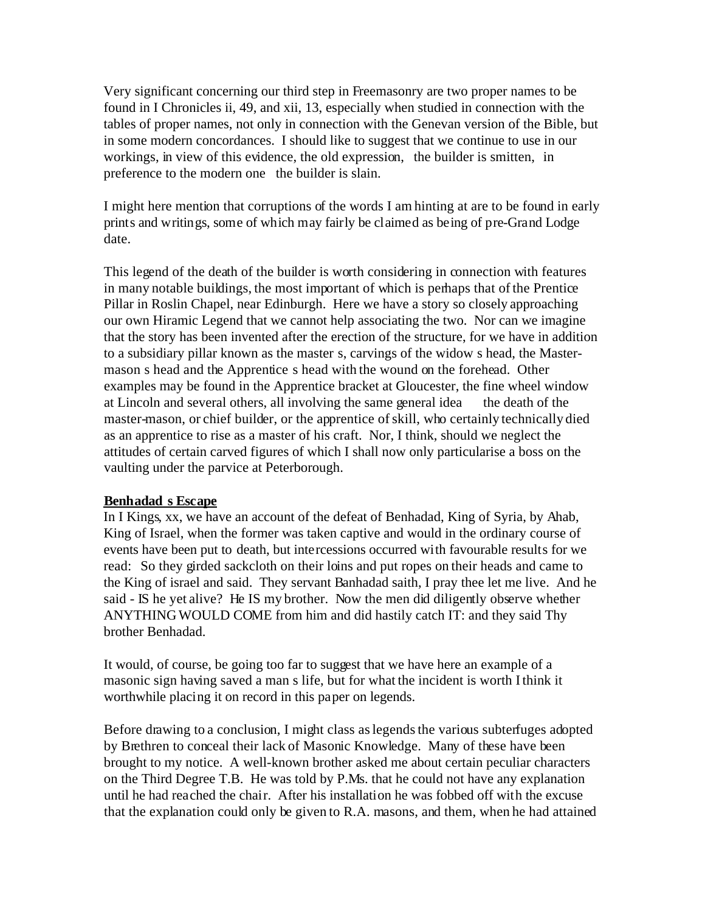Very significant concerning our third step in Freemasonry are two proper names to be found in I Chronicles ii, 49, and xii, 13, especially when studied in connection with the tables of proper names, not only in connection with the Genevan version of the Bible, but in some modern concordances. I should like to suggest that we continue to use in our workings, in view of this evidence, the old expression, the builder is smitten, in preference to the modern one the builder is slain.

I might here mention that corruptions of the words I am hinting at are to be found in early prints and writings, some of which may fairly be claimed as being of pre-Grand Lodge date.

This legend of the death of the builder is worth considering in connection with features in many notable buildings, the most important of which is perhaps that of the Prentice Pillar in Roslin Chapel, near Edinburgh. Here we have a story so closely approaching our own Hiramic Legend that we cannot help associating the two. Nor can we imagine that the story has been invented after the erection of the structure, for we have in addition to a subsidiary pillar known as the master s, carvings of the widow s head, the Master-mason s head and the Apprentice s head with the wound on the forehead. Other examples may be found in the Apprentice bracket at Gloucester, the fine wheel window at Lincoln and several others, all involving the same general idea the death of the master-mason, or chief builder, or the apprentice of skill, who certainly technically died as an apprentice to rise as a master of his craft. Nor, I think, should we neglect the attitudes of certain carved figures of which I shall now only particularise a boss on the vaulting under the parvice at Peterborough.

**Benhadad s Escape**

In I Kings, xx, we have an account of the defeat of Benhadad, King of Syria, by Ahab, King of Israel, when the former was taken captive and would in the ordinary course of events have been put to death, but intercessions occurred with favourable results for we read: So they girded sackcloth on their loins and put ropes on their heads and came to the King of israel and said. They servant Banhadad saith, I pray thee let me live. And he said - IS he yet alive? He IS my brother. Now the men did diligently observe whether ANYTHING WOULD COME from him and did hastily catch IT: and they said Thy brother Benhadad.

It would, of course, be going too far to suggest that we have here an example of a masonic sign having saved a man s life, but for what the incident is worth I think it worthwhile placing it on record in this paper on legends.

Before drawing to a conclusion, I might class as legends the various subterfuges adopted by Brethren to conceal their lack of Masonic Knowledge. Many of these have been brought to my notice. A well-known brother asked me about certain peculiar characters on the Third Degree T.B. He was told by P.Ms. that he could not have any explanation until he had reached the chair. After his installation he was fobbed off with the excuse that the explanation could only be given to R.A. masons, and them, when he had attained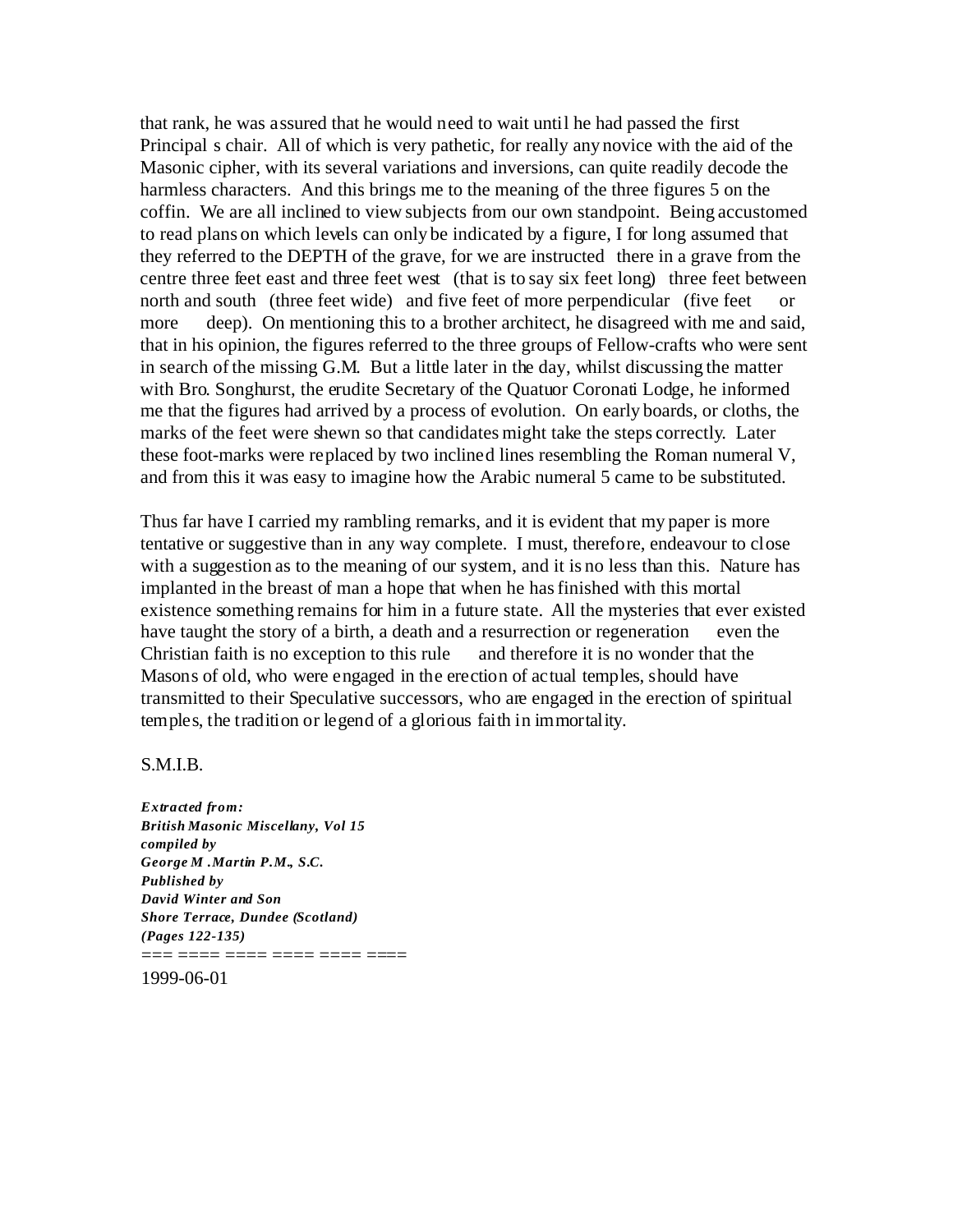that rank, he was assured that he would need to wait until he had passed the first Principal s chair. All of which is very pathetic, for really any novice with the aid of the Masonic cipher, with its several variations and inversions, can quite readily decode the harmless characters. And this brings me to the meaning of the three figures 5 on the coffin. We are all inclined to view subjects from our own standpoint. Being accustomed to read plans on which levels can only be indicated by a figure, I for long assumed that they referred to the DEPTH of the grave, for we are instructed there in a grave from the centre three feet east and three feet west (that is to say six feet long) three feet between north and south (three feet wide) and five feet of more perpendicular (five feet or more deep). On mentioning this to a brother architect, he disagreed with me and said, that in his opinion, the figures referred to the three groups of Fellow-crafts who were sent in search of the missing G.M. But a little later in the day, whilst discussing the matter with Bro. Songhurst, the erudite Secretary of the Quatuor Coronati Lodge, he informed me that the figures had arrived by a process of evolution. On early boards, or cloths, the marks of the feet were shewn so that candidates might take the steps correctly. Later these foot-marks were replaced by two inclined lines resembling the Roman numeral V, and from this it was easy to imagine how the Arabic numeral 5 came to be substituted.

Thus far have I carried my rambling remarks, and it is evident that my paper is more tentative or suggestive than in any way complete. I must, therefore, endeavour to close with a suggestion as to the meaning of our system, and it is no less than this. Nature has implanted in the breast of man a hope that when he has finished with this mortal existence something remains for him in a future state. All the mysteries that ever existed have taught the story of a birth, a death and a resurrection or regeneration even the Christian faith is no exception to this rule and therefore it is no wonder that the Masons of old, who were engaged in the erection of actual temples, should have transmitted to their Speculative successors, who are engaged in the erection of spiritual temples, the tradition or legend of a glorious faith in immortality.

S.M.I.B.

***Extracted from:***
***British Masonic Miscellany, Vol 15***
***compiled by***
***George M .Martin P.M., S.C.***
***Published by***
***David Winter and Son***
***Shore Terrace, Dundee (Scotland)***
***(Pages 122-135)***

=== ==== ==== ==== ==== ====

1999-06-01